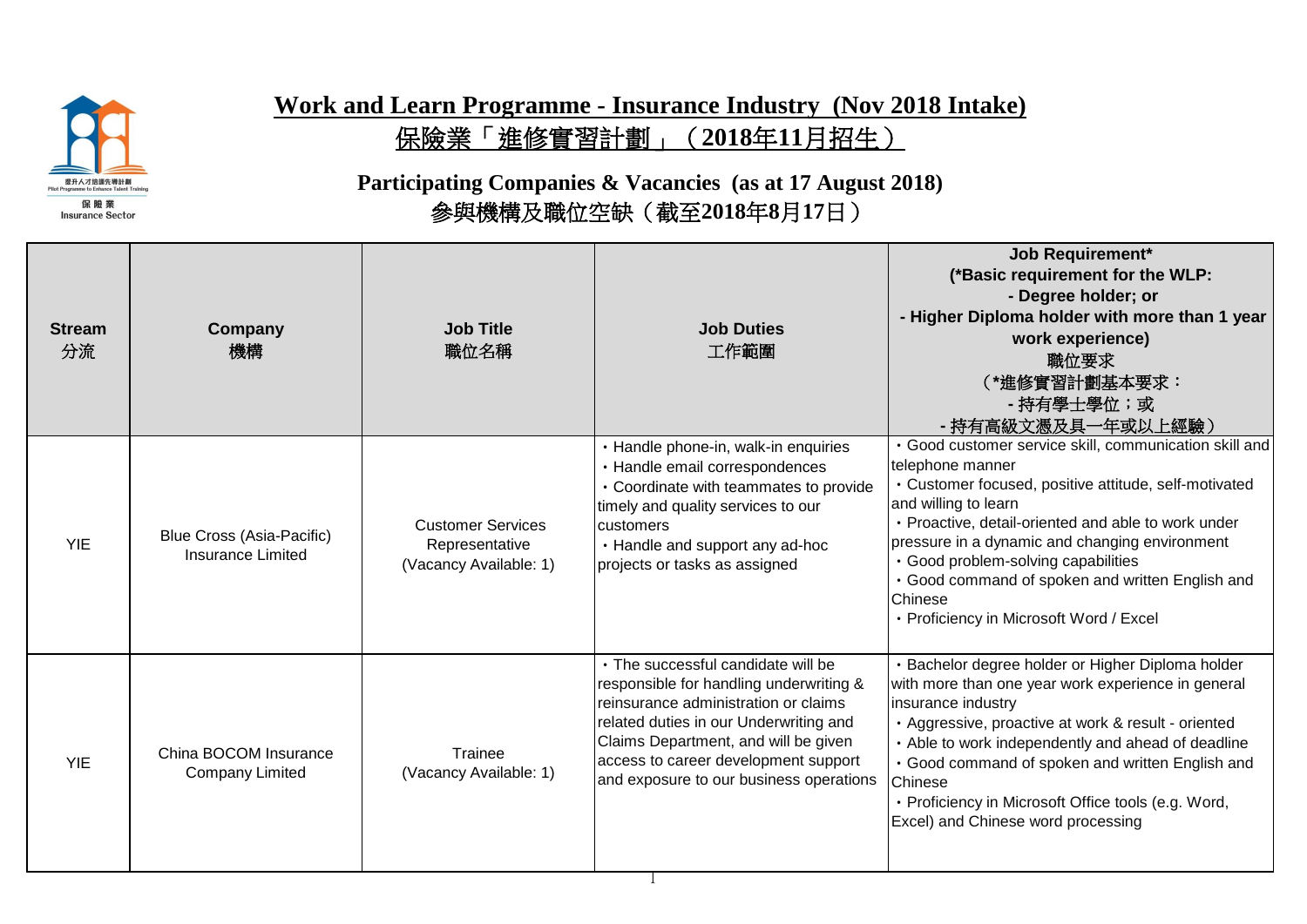# Work and Learn Programme - Insurance Industry (Nov 2018 Intake)

# 保險業「進修實習計劃」（2018年11月招生）

## Participating Companies & Vacancies (as at 17 August 2018)

## 參與機構及職位空缺（截至2018年8月17日）

| Stream 分流 | Company 機構 | Job Title 職位名稱 | Job Duties 工作範圍 | Job Requirement* (*Basic requirement for the WLP: - Degree holder; or - Higher Diploma holder with more than 1 year work experience) 職位要求 (*進修實習計劃基本要求： - 持有學士學位；或 - 持有高級文憑及具一年或以上經驗) |
|---|---|---|---|---|
| YIE | Blue Cross (Asia-Pacific) Insurance Limited | Customer Services Representative (Vacancy Available: 1) | • Handle phone-in, walk-in enquiries<br>• Handle email correspondences<br>• Coordinate with teammates to provide timely and quality services to our customers<br>• Handle and support any ad-hoc projects or tasks as assigned | • Good customer service skill, communication skill and telephone manner<br>• Customer focused, positive attitude, self-motivated and willing to learn<br>• Proactive, detail-oriented and able to work under pressure in a dynamic and changing environment<br>• Good problem-solving capabilities<br>• Good command of spoken and written English and Chinese<br>• Proficiency in Microsoft Word / Excel |
| YIE | China BOCOM Insurance Company Limited | Trainee (Vacancy Available: 1) | • The successful candidate will be responsible for handling underwriting & reinsurance administration or claims related duties in our Underwriting and Claims Department, and will be given access to career development support and exposure to our business operations | • Bachelor degree holder or Higher Diploma holder with more than one year work experience in general insurance industry<br>• Aggressive, proactive at work & result - oriented<br>• Able to work independently and ahead of deadline<br>• Good command of spoken and written English and Chinese<br>• Proficiency in Microsoft Office tools (e.g. Word, Excel) and Chinese word processing |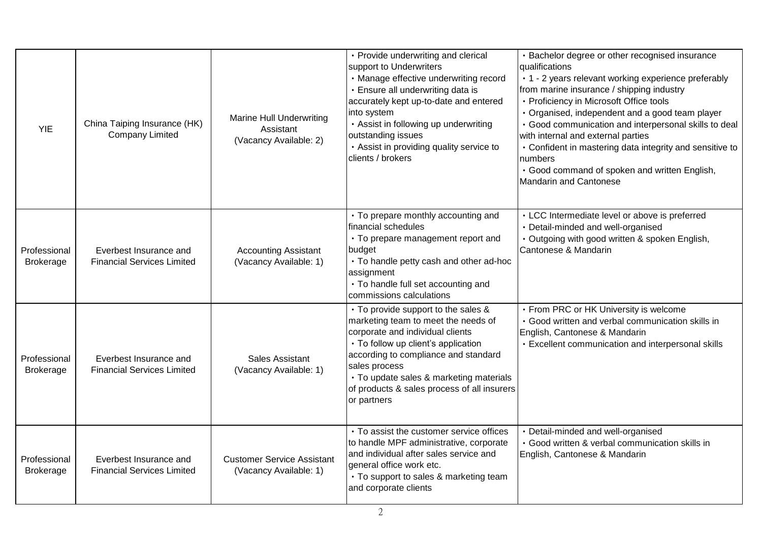| | | | | |
|---|---|---|---|---|
| YIE | China Taiping Insurance (HK) Company Limited | Marine Hull Underwriting Assistant (Vacancy Available: 2) | • Provide underwriting and clerical support to Underwriters<br>• Manage effective underwriting record<br>• Ensure all underwriting data is accurately kept up-to-date and entered into system<br>• Assist in following up underwriting outstanding issues<br>• Assist in providing quality service to clients / brokers | • Bachelor degree or other recognised insurance qualifications<br>• 1 - 2 years relevant working experience preferably from marine insurance / shipping industry<br>• Proficiency in Microsoft Office tools<br>• Organised, independent and a good team player<br>• Good communication and interpersonal skills to deal with internal and external parties<br>• Confident in mastering data integrity and sensitive to numbers<br>• Good command of spoken and written English, Mandarin and Cantonese |
| Professional Brokerage | Everbest Insurance and Financial Services Limited | Accounting Assistant (Vacancy Available: 1) | • To prepare monthly accounting and financial schedules<br>• To prepare management report and budget<br>• To handle petty cash and other ad-hoc assignment<br>• To handle full set accounting and commissions calculations | • LCC Intermediate level or above is preferred<br>• Detail-minded and well-organised<br>• Outgoing with good written & spoken English, Cantonese & Mandarin |
| Professional Brokerage | Everbest Insurance and Financial Services Limited | Sales Assistant (Vacancy Available: 1) | • To provide support to the sales & marketing team to meet the needs of corporate and individual clients<br>• To follow up client's application according to compliance and standard sales process<br>• To update sales & marketing materials of products & sales process of all insurers or partners | • From PRC or HK University is welcome<br>• Good written and verbal communication skills in English, Cantonese & Mandarin<br>• Excellent communication and interpersonal skills |
| Professional Brokerage | Everbest Insurance and Financial Services Limited | Customer Service Assistant (Vacancy Available: 1) | • To assist the customer service offices to handle MPF administrative, corporate and individual after sales service and general office work etc.<br>• To support to sales & marketing team and corporate clients | • Detail-minded and well-organised<br>• Good written & verbal communication skills in English, Cantonese & Mandarin |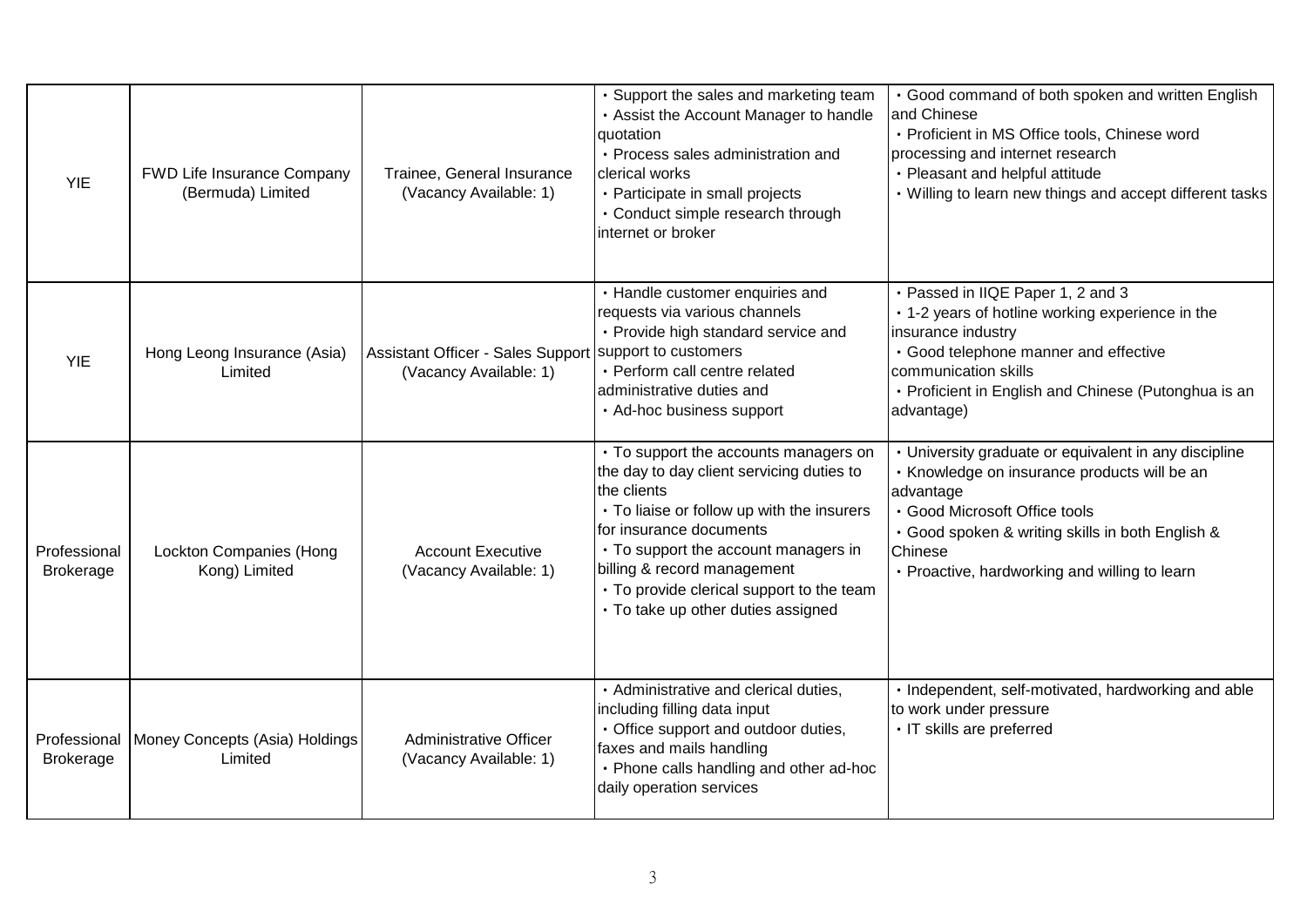| | | | | |
|---|---|---|---|---|
| YIE | FWD Life Insurance Company (Bermuda) Limited | Trainee, General Insurance (Vacancy Available: 1) | • Support the sales and marketing team<br>• Assist the Account Manager to handle quotation<br>• Process sales administration and clerical works<br>• Participate in small projects<br>• Conduct simple research through internet or broker | • Good command of both spoken and written English and Chinese<br>• Proficient in MS Office tools, Chinese word processing and internet research<br>• Pleasant and helpful attitude<br>• Willing to learn new things and accept different tasks |
| YIE | Hong Leong Insurance (Asia) Limited | Assistant Officer - Sales Support (Vacancy Available: 1) | • Handle customer enquiries and requests via various channels<br>• Provide high standard service and support to customers<br>• Perform call centre related administrative duties and<br>• Ad-hoc business support | • Passed in IIQE Paper 1, 2 and 3<br>• 1-2 years of hotline working experience in the insurance industry<br>• Good telephone manner and effective communication skills<br>• Proficient in English and Chinese (Putonghua is an advantage) |
| Professional Brokerage | Lockton Companies (Hong Kong) Limited | Account Executive (Vacancy Available: 1) | • To support the accounts managers on the day to day client servicing duties to the clients<br>• To liaise or follow up with the insurers for insurance documents<br>• To support the account managers in billing & record management<br>• To provide clerical support to the team<br>• To take up other duties assigned | • University graduate or equivalent in any discipline<br>• Knowledge on insurance products will be an advantage<br>• Good Microsoft Office tools<br>• Good spoken & writing skills in both English & Chinese<br>• Proactive, hardworking and willing to learn |
| Professional Brokerage | Money Concepts (Asia) Holdings Limited | Administrative Officer (Vacancy Available: 1) | • Administrative and clerical duties, including filling data input<br>• Office support and outdoor duties, faxes and mails handling<br>• Phone calls handling and other ad-hoc daily operation services | • Independent, self-motivated, hardworking and able to work under pressure<br>• IT skills are preferred |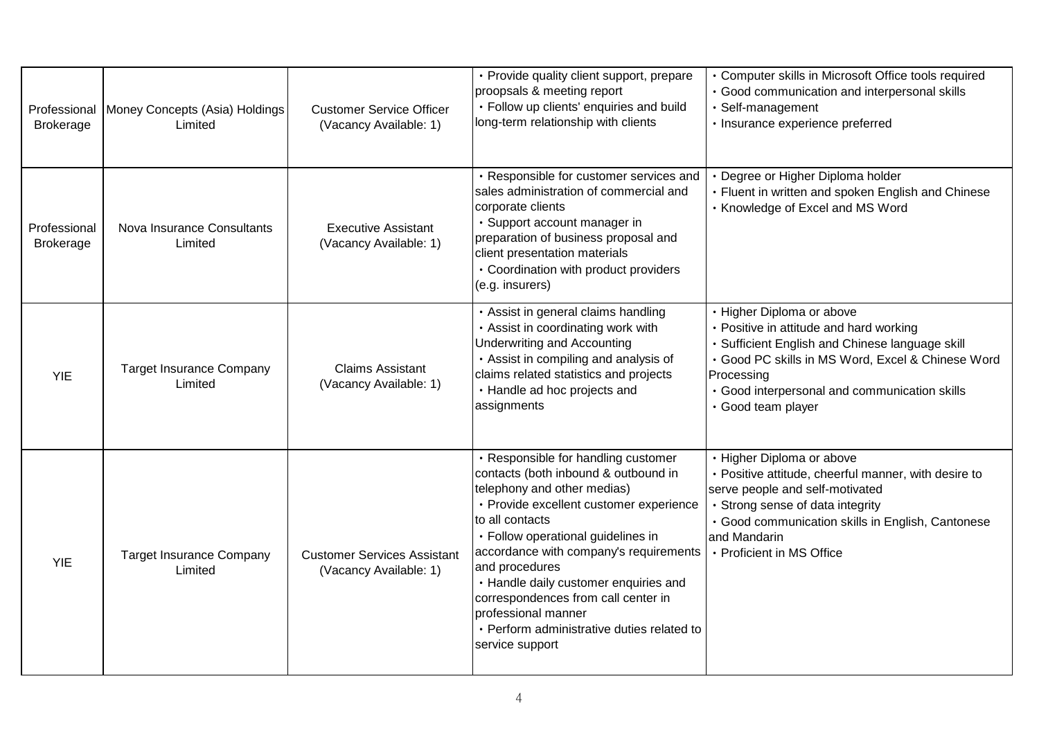| | | | | |
|---|---|---|---|---|
| Professional Brokerage | Money Concepts (Asia) Holdings Limited | Customer Service Officer (Vacancy Available: 1) | • Provide quality client support, prepare proopsals & meeting report<br>• Follow up clients' enquiries and build long-term relationship with clients | • Computer skills in Microsoft Office tools required<br>• Good communication and interpersonal skills<br>• Self-management<br>• Insurance experience preferred |
| Professional Brokerage | Nova Insurance Consultants Limited | Executive Assistant (Vacancy Available: 1) | • Responsible for customer services and sales administration of commercial and corporate clients<br>• Support account manager in preparation of business proposal and client presentation materials<br>• Coordination with product providers (e.g. insurers) | • Degree or Higher Diploma holder<br>• Fluent in written and spoken English and Chinese<br>• Knowledge of Excel and MS Word |
| YIE | Target Insurance Company Limited | Claims Assistant (Vacancy Available: 1) | • Assist in general claims handling<br>• Assist in coordinating work with Underwriting and Accounting<br>• Assist in compiling and analysis of claims related statistics and projects<br>• Handle ad hoc projects and assignments | • Higher Diploma or above<br>• Positive in attitude and hard working<br>• Sufficient English and Chinese language skill<br>• Good PC skills in MS Word, Excel & Chinese Word Processing<br>• Good interpersonal and communication skills<br>• Good team player |
| YIE | Target Insurance Company Limited | Customer Services Assistant (Vacancy Available: 1) | • Responsible for handling customer contacts (both inbound & outbound in telephony and other medias)<br>• Provide excellent customer experience to all contacts<br>• Follow operational guidelines in accordance with company's requirements and procedures<br>• Handle daily customer enquiries and correspondences from call center in professional manner<br>• Perform administrative duties related to service support | • Higher Diploma or above<br>• Positive attitude, cheerful manner, with desire to serve people and self-motivated<br>• Strong sense of data integrity<br>• Good communication skills in English, Cantonese and Mandarin<br>• Proficient in MS Office |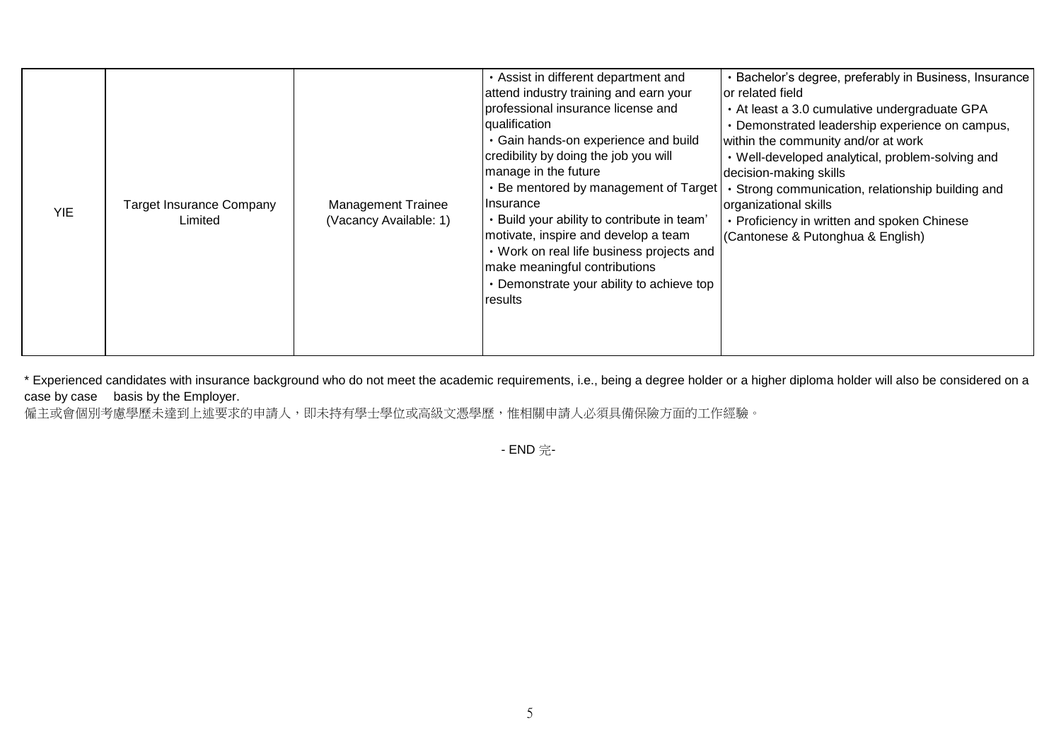| | | | | |
|---|---|---|---|---|
| YIE | Target Insurance Company Limited | Management Trainee (Vacancy Available: 1) | ・Assist in different department and attend industry training and earn your professional insurance license and qualification<br>・Gain hands-on experience and build credibility by doing the job you will manage in the future<br>・Be mentored by management of Target Insurance<br>・Build your ability to contribute in team' motivate, inspire and develop a team<br>・Work on real life business projects and make meaningful contributions<br>・Demonstrate your ability to achieve top results | ・Bachelor's degree, preferably in Business, Insurance or related field<br>・At least a 3.0 cumulative undergraduate GPA<br>・Demonstrated leadership experience on campus, within the community and/or at work<br>・Well-developed analytical, problem-solving and decision-making skills<br>・Strong communication, relationship building and organizational skills<br>・Proficiency in written and spoken Chinese (Cantonese & Putonghua & English) |

* Experienced candidates with insurance background who do not meet the academic requirements, i.e., being a degree holder or a higher diploma holder will also be considered on a case by case basis by the Employer.
僱主或會個別考慮學歷未達到上述要求的申請人，即未持有學士學位或高級文憑學歷，惟相關申請人必須具備保險方面的工作經驗。

- END 完-